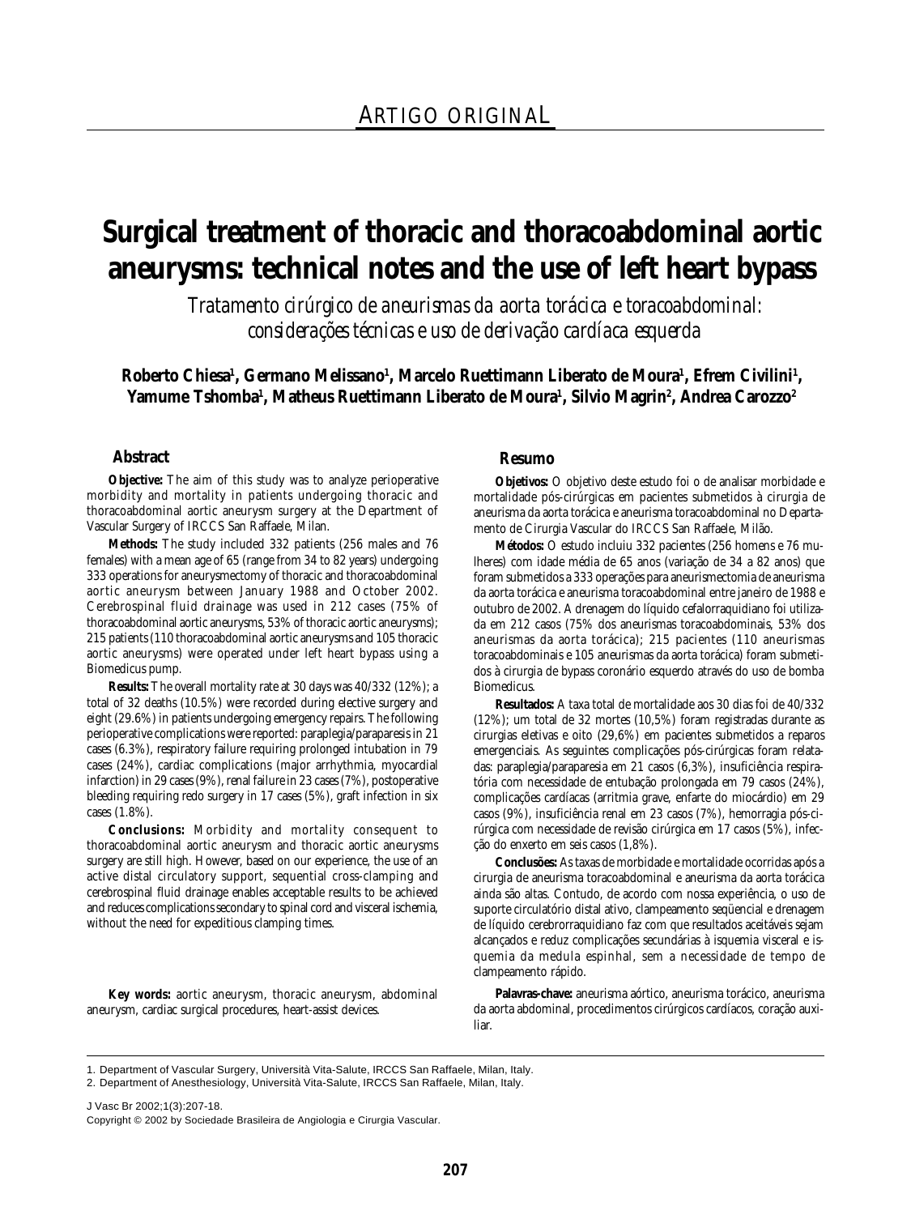ARTIGO ORIGINAL

# Surgical treatment of thoracic and thoracoabdominal aortic aneurysms: technical notes and the use of left heart bypass

*Tratamento cirúrgico de aneurismas da aorta torácica e toracoabdominal: considerações técnicas e uso de derivação cardíaca esquerda*

**Roberto Chiesa[1], Germano Melissano[1], Marcelo Ruettimann Liberato de Moura[1], Efrem Civilini[1], Yamume Tshomba[1], Matheus Ruettimann Liberato de Moura[1], Silvio Magrin[2], Andrea Carozzo[2]**

## Abstract

**Objective:** The aim of this study was to analyze perioperative morbidity and mortality in patients undergoing thoracic and thoracoabdominal aortic aneurysm surgery at the Department of Vascular Surgery of IRCCS San Raffaele, Milan.

**Methods:** The study included 332 patients (256 males and 76 females) with a mean age of 65 (range from 34 to 82 years) undergoing 333 operations for aneurysmectomy of thoracic and thoracoabdominal aortic aneurysm between January 1988 and October 2002. Cerebrospinal fluid drainage was used in 212 cases (75% of thoracoabdominal aortic aneurysms, 53% of thoracic aortic aneurysms); 215 patients (110 thoracoabdominal aortic aneurysms and 105 thoracic aortic aneurysms) were operated under left heart bypass using a Biomedicus pump.

**Results:** The overall mortality rate at 30 days was 40/332 (12%); a total of 32 deaths (10.5%) were recorded during elective surgery and eight (29.6%) in patients undergoing emergency repairs. The following perioperative complications were reported: paraplegia/paraparesis in 21 cases (6.3%), respiratory failure requiring prolonged intubation in 79 cases (24%), cardiac complications (major arrhythmia, myocardial infarction) in 29 cases (9%), renal failure in 23 cases (7%), postoperative bleeding requiring redo surgery in 17 cases (5%), graft infection in six cases (1.8%).

**Conclusions:** Morbidity and mortality consequent to thoracoabdominal aortic aneurysm and thoracic aortic aneurysms surgery are still high. However, based on our experience, the use of an active distal circulatory support, sequential cross-clamping and cerebrospinal fluid drainage enables acceptable results to be achieved and reduces complications secondary to spinal cord and visceral ischemia, without the need for expeditious clamping times.

**Key words:** aortic aneurysm, thoracic aneurysm, abdominal aneurysm, cardiac surgical procedures, heart-assist devices.

## Resumo

**Objetivos:** O objetivo deste estudo foi o de analisar morbidade e mortalidade pós-cirúrgicas em pacientes submetidos à cirurgia de aneurisma da aorta torácica e aneurisma toracoabdominal no Departamento de Cirurgia Vascular do IRCCS San Raffaele, Milão.

**Métodos:** O estudo incluiu 332 pacientes (256 homens e 76 mulheres) com idade média de 65 anos (variação de 34 a 82 anos) que foram submetidos a 333 operações para aneurismectomia de aneurisma da aorta torácica e aneurisma toracoabdominal entre janeiro de 1988 e outubro de 2002. A drenagem do líquido cefalorraquidiano foi utilizada em 212 casos (75% dos aneurismas toracoabdominais, 53% dos aneurismas da aorta torácica); 215 pacientes (110 aneurismas toracoabdominais e 105 aneurismas da aorta torácica) foram submetidos à cirurgia de bypass coronário esquerdo através do uso de bomba Biomedicus.

**Resultados:** A taxa total de mortalidade aos 30 dias foi de 40/332 (12%); um total de 32 mortes (10,5%) foram registradas durante as cirurgias eletivas e oito (29,6%) em pacientes submetidos a reparos emergenciais. As seguintes complicações pós-cirúrgicas foram relatadas: paraplegia/paraparesia em 21 casos (6,3%), insuficiência respiratória com necessidade de entubação prolongada em 79 casos (24%), complicações cardíacas (arritmia grave, enfarte do miocárdio) em 29 casos (9%), insuficiência renal em 23 casos (7%), hemorragia pós-cirúrgica com necessidade de revisão cirúrgica em 17 casos (5%), infecção do enxerto em seis casos (1,8%).

**Conclusões:** As taxas de morbidade e mortalidade ocorridas após a cirurgia de aneurisma toracoabdominal e aneurisma da aorta torácica ainda são altas. Contudo, de acordo com nossa experiência, o uso de suporte circulatório distal ativo, clampeamento seqüencial e drenagem de líquido cerebrorraquidiano faz com que resultados aceitáveis sejam alcançados e reduz complicações secundárias à isquemia visceral e isquemia da medula espinhal, sem a necessidade de tempo de clampeamento rápido.

**Palavras-chave:** aneurisma aórtico, aneurisma torácico, aneurisma da aorta abdominal, procedimentos cirúrgicos cardíacos, coração auxiliar.

1. Department of Vascular Surgery, Università Vita-Salute, IRCCS San Raffaele, Milan, Italy.
2. Department of Anesthesiology, Università Vita-Salute, IRCCS San Raffaele, Milan, Italy.

J Vasc Br 2002;1(3):207-18.

Copyright © 2002 by Sociedade Brasileira de Angiologia e Cirurgia Vascular.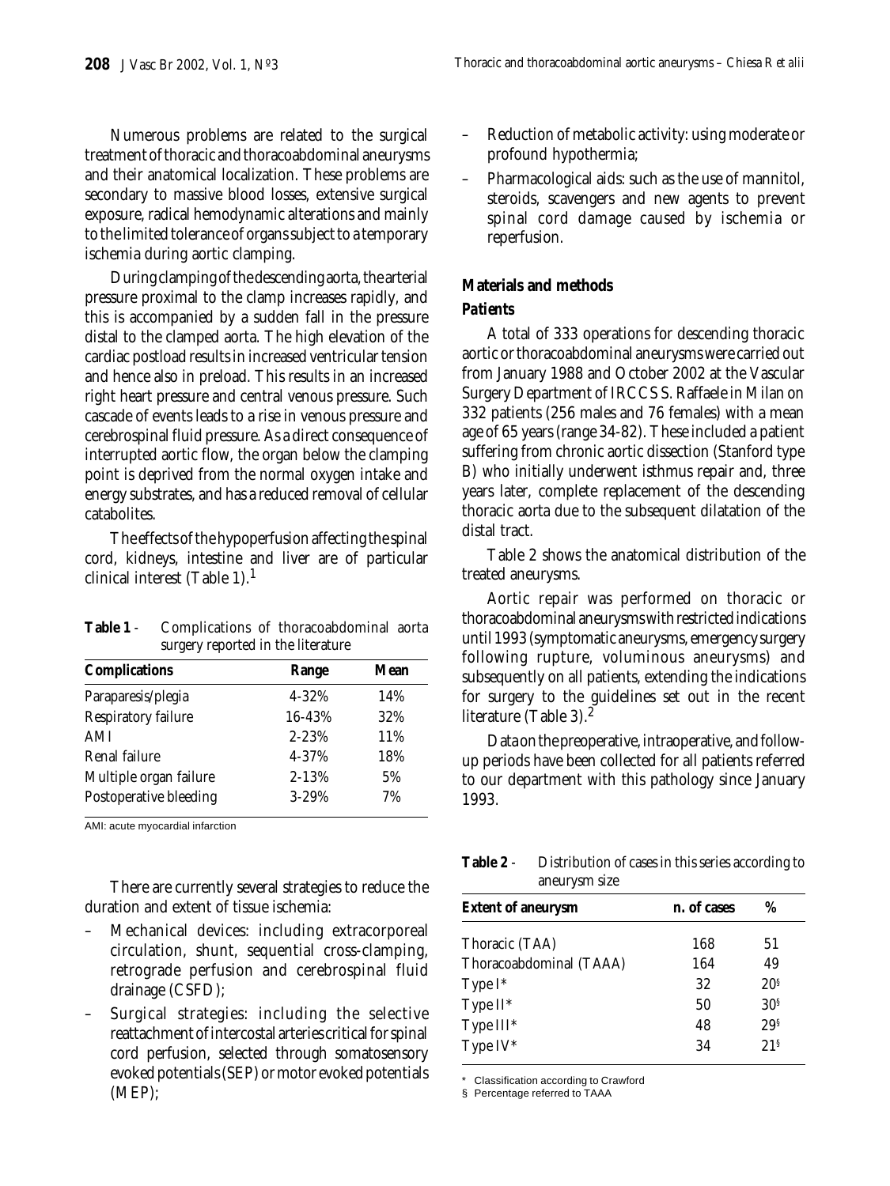Numerous problems are related to the surgical treatment of thoracic and thoracoabdominal aneurysms and their anatomical localization. These problems are secondary to massive blood losses, extensive surgical exposure, radical hemodynamic alterations and mainly to the limited tolerance of organs subject to a temporary ischemia during aortic clamping.

During clamping of the descending aorta, the arterial pressure proximal to the clamp increases rapidly, and this is accompanied by a sudden fall in the pressure distal to the clamped aorta. The high elevation of the cardiac postload results in increased ventricular tension and hence also in preload. This results in an increased right heart pressure and central venous pressure. Such cascade of events leads to a rise in venous pressure and cerebrospinal fluid pressure. As a direct consequence of interrupted aortic flow, the organ below the clamping point is deprived from the normal oxygen intake and energy substrates, and has a reduced removal of cellular catabolites.

The effects of the hypoperfusion affecting the spinal cord, kidneys, intestine and liver are of particular clinical interest (Table 1).[1]

**Table 1** - Complications of thoracoabdominal aorta surgery reported in the literature

| Complications | Range | Mean |
|---|---|---|
| Paraparesis/plegia | 4-32% | 14% |
| Respiratory failure | 16-43% | 32% |
| AMI | 2-23% | 11% |
| Renal failure | 4-37% | 18% |
| Multiple organ failure | 2-13% | 5% |
| Postoperative bleeding | 3-29% | 7% |

AMI: acute myocardial infarction

There are currently several strategies to reduce the duration and extent of tissue ischemia:

- Mechanical devices: including extracorporeal circulation, shunt, sequential cross-clamping, retrograde perfusion and cerebrospinal fluid drainage (CSFD);
- Surgical strategies: including the selective reattachment of intercostal arteries critical for spinal cord perfusion, selected through somatosensory evoked potentials (SEP) or motor evoked potentials (MEP);
- Reduction of metabolic activity: using moderate or profound hypothermia;
- Pharmacological aids: such as the use of mannitol, steroids, scavengers and new agents to prevent spinal cord damage caused by ischemia or reperfusion.

## Materials and methods

### Patients

A total of 333 operations for descending thoracic aortic or thoracoabdominal aneurysms were carried out from January 1988 and October 2002 at the Vascular Surgery Department of IRCCS S. Raffaele in Milan on 332 patients (256 males and 76 females) with a mean age of 65 years (range 34-82). These included a patient suffering from chronic aortic dissection (Stanford type B) who initially underwent isthmus repair and, three years later, complete replacement of the descending thoracic aorta due to the subsequent dilatation of the distal tract.

Table 2 shows the anatomical distribution of the treated aneurysms.

Aortic repair was performed on thoracic or thoracoabdominal aneurysms with restricted indications until 1993 (symptomatic aneurysms, emergency surgery following rupture, voluminous aneurysms) and subsequently on all patients, extending the indications for surgery to the guidelines set out in the recent literature (Table 3).[2]

Data on the preoperative, intraoperative, and follow-up periods have been collected for all patients referred to our department with this pathology since January 1993.

**Table 2** - Distribution of cases in this series according to aneurysm size

| Extent of aneurysm | n. of cases | % |
|---|---|---|
| Thoracic (TAA) | 168 | 51 |
| Thoracoabdominal (TAAA) | 164 | 49 |
| Type I* | 32 | 20§ |
| Type II* | 50 | 30§ |
| Type III* | 48 | 29§ |
| Type IV* | 34 | 21§ |

\* Classification according to Crawford

§ Percentage referred to TAAA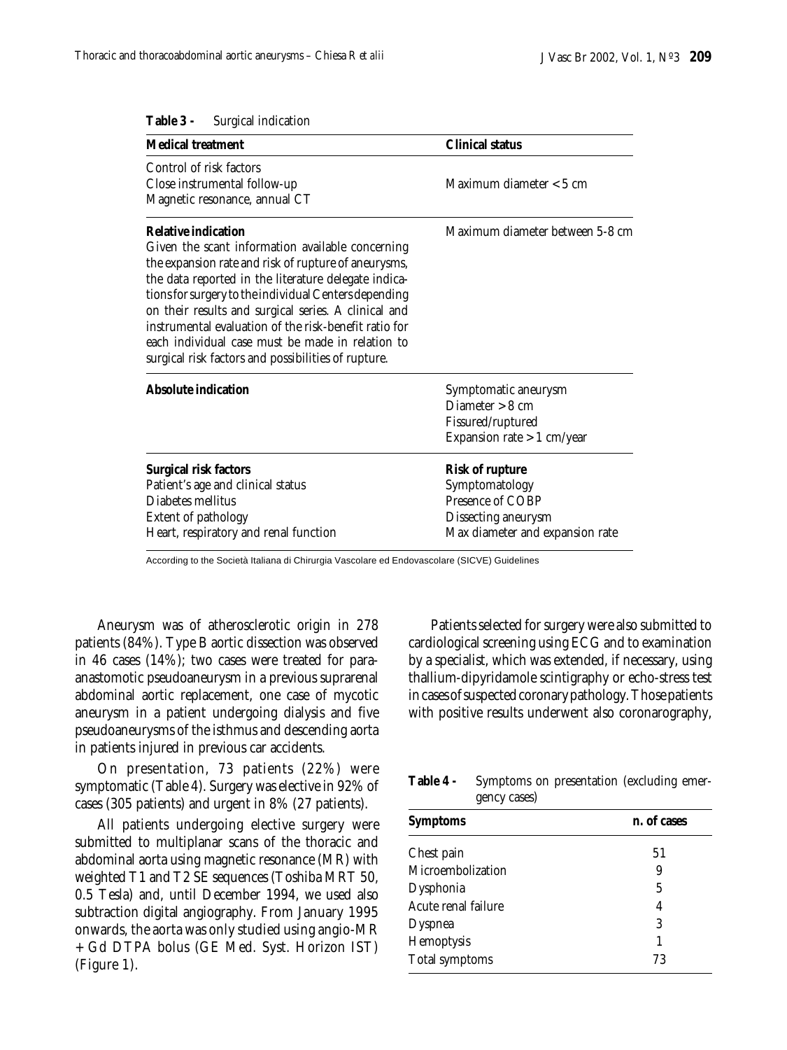**Table 3 -** Surgical indication

| Medical treatment | Clinical status |
| --- | --- |
| Control of risk factors<br>Close instrumental follow-up<br>Magnetic resonance, annual CT | Maximum diameter < 5 cm |
| **Relative indication**<br>Given the scant information available concerning the expansion rate and risk of rupture of aneurysms, the data reported in the literature delegate indications for surgery to the individual Centers depending on their results and surgical series. A clinical and instrumental evaluation of the risk-benefit ratio for each individual case must be made in relation to surgical risk factors and possibilities of rupture. | Maximum diameter between 5-8 cm |
| **Absolute indication** | Symptomatic aneurysm<br>Diameter > 8 cm<br>Fissured/ruptured<br>Expansion rate > 1 cm/year |
| **Surgical risk factors**<br>Patient's age and clinical status<br>Diabetes mellitus<br>Extent of pathology<br>Heart, respiratory and renal function | **Risk of rupture**<br>Symptomatology<br>Presence of COBP<br>Dissecting aneurysm<br>Max diameter and expansion rate |

According to the Società Italiana di Chirurgia Vascolare ed Endovascolare (SICVE) Guidelines

Aneurysm was of atherosclerotic origin in 278 patients (84%). Type B aortic dissection was observed in 46 cases (14%); two cases were treated for para-anastomotic pseudoaneurysm in a previous suprarenal abdominal aortic replacement, one case of mycotic aneurysm in a patient undergoing dialysis and five pseudoaneurysms of the isthmus and descending aorta in patients injured in previous car accidents.

On presentation, 73 patients (22%) were symptomatic (Table 4). Surgery was elective in 92% of cases (305 patients) and urgent in 8% (27 patients).

All patients undergoing elective surgery were submitted to multiplanar scans of the thoracic and abdominal aorta using magnetic resonance (MR) with weighted T1 and T2 SE sequences (Toshiba MRT 50, 0.5 Tesla) and, until December 1994, we used also subtraction digital angiography. From January 1995 onwards, the aorta was only studied using angio-MR + Gd DTPA bolus (GE Med. Syst. Horizon IST) (Figure 1).

Patients selected for surgery were also submitted to cardiological screening using ECG and to examination by a specialist, which was extended, if necessary, using thallium-dipyridamole scintigraphy or echo-stress test in cases of suspected coronary pathology. Those patients with positive results underwent also coronarography,

**Table 4 -** Symptoms on presentation (excluding emergency cases)

| Symptoms | n. of cases |
| --- | --- |
| Chest pain | 51 |
| Microembolization | 9 |
| Dysphonia | 5 |
| Acute renal failure | 4 |
| Dyspnea | 3 |
| Hemoptysis | 1 |
| Total symptoms | 73 |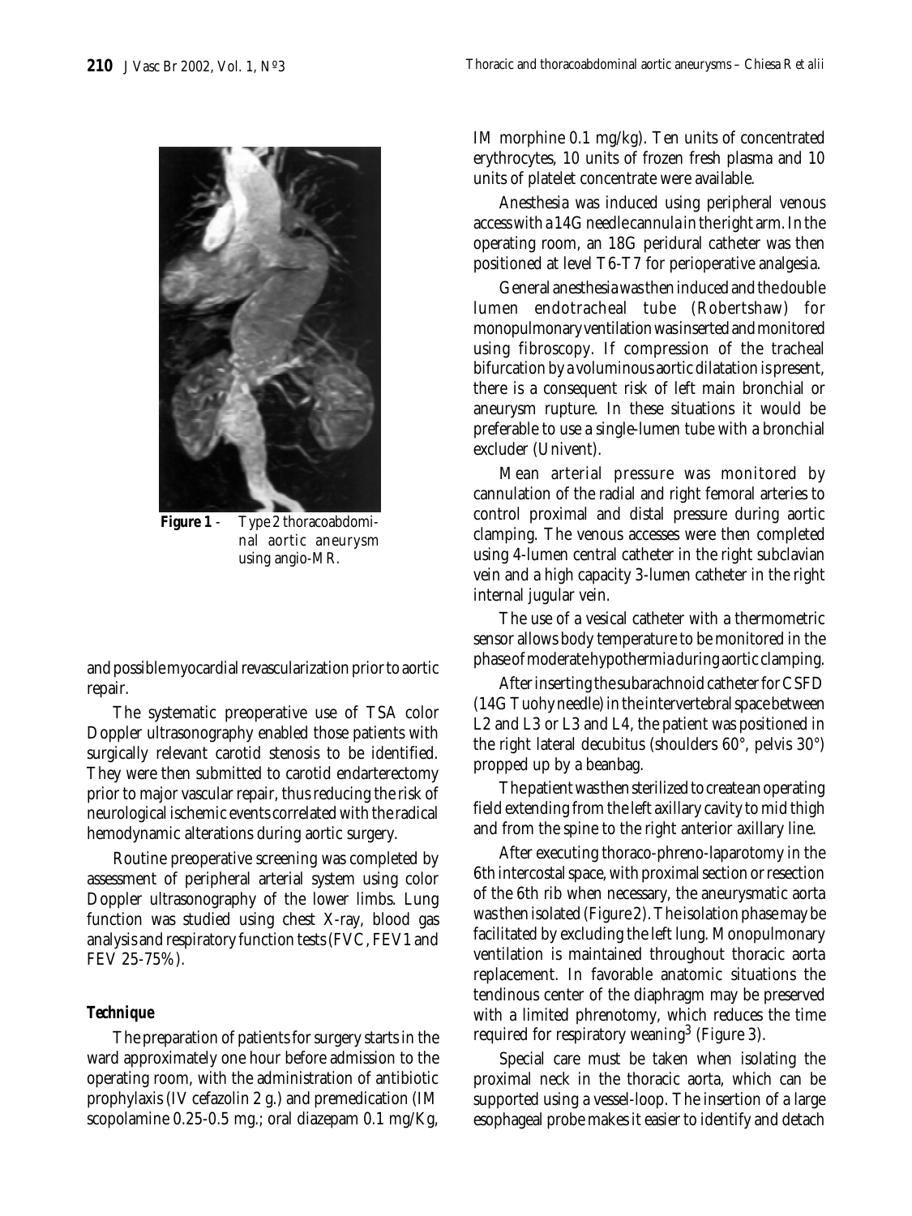**Figure 1** - Type 2 thoracoabdominal aortic aneurysm using angio-MR.

and possible myocardial revascularization prior to aortic repair.

The systematic preoperative use of TSA color Doppler ultrasonography enabled those patients with surgically relevant carotid stenosis to be identified. They were then submitted to carotid endarterectomy prior to major vascular repair, thus reducing the risk of neurological ischemic events correlated with the radical hemodynamic alterations during aortic surgery.

Routine preoperative screening was completed by assessment of peripheral arterial system using color Doppler ultrasonography of the lower limbs. Lung function was studied using chest X-ray, blood gas analysis and respiratory function tests (FVC, FEV1 and FEV 25-75%).

### *Technique*

The preparation of patients for surgery starts in the ward approximately one hour before admission to the operating room, with the administration of antibiotic prophylaxis (IV cefazolin 2 g.) and premedication (IM scopolamine 0.25-0.5 mg.; oral diazepam 0.1 mg/Kg, IM morphine 0.1 mg/kg). Ten units of concentrated erythrocytes, 10 units of frozen fresh plasma and 10 units of platelet concentrate were available.

Anesthesia was induced using peripheral venous access with a 14G needle cannula in the right arm. In the operating room, an 18G peridural catheter was then positioned at level T6-T7 for perioperative analgesia.

General anesthesia was then induced and the double lumen endotracheal tube (Robertshaw) for monopulmonary ventilation was inserted and monitored using fibroscopy. If compression of the tracheal bifurcation by a voluminous aortic dilatation is present, there is a consequent risk of left main bronchial or aneurysm rupture. In these situations it would be preferable to use a single-lumen tube with a bronchial excluder (Univent).

Mean arterial pressure was monitored by cannulation of the radial and right femoral arteries to control proximal and distal pressure during aortic clamping. The venous accesses were then completed using 4-lumen central catheter in the right subclavian vein and a high capacity 3-lumen catheter in the right internal jugular vein.

The use of a vesical catheter with a thermometric sensor allows body temperature to be monitored in the phase of moderate hypothermia during aortic clamping.

After inserting the subarachnoid catheter for CSFD (14G Tuohy needle) in the intervertebral space between L2 and L3 or L3 and L4, the patient was positioned in the right lateral decubitus (shoulders 60°, pelvis 30°) propped up by a beanbag.

The patient was then sterilized to create an operating field extending from the left axillary cavity to mid thigh and from the spine to the right anterior axillary line.

After executing thoraco-phreno-laparotomy in the 6th intercostal space, with proximal section or resection of the 6th rib when necessary, the aneurysmatic aorta was then isolated (Figure 2). The isolation phase may be facilitated by excluding the left lung. Monopulmonary ventilation is maintained throughout thoracic aorta replacement. In favorable anatomic situations the tendinous center of the diaphragm may be preserved with a limited phrenotomy, which reduces the time required for respiratory weaning[3] (Figure 3).

Special care must be taken when isolating the proximal neck in the thoracic aorta, which can be supported using a vessel-loop. The insertion of a large esophageal probe makes it easier to identify and detach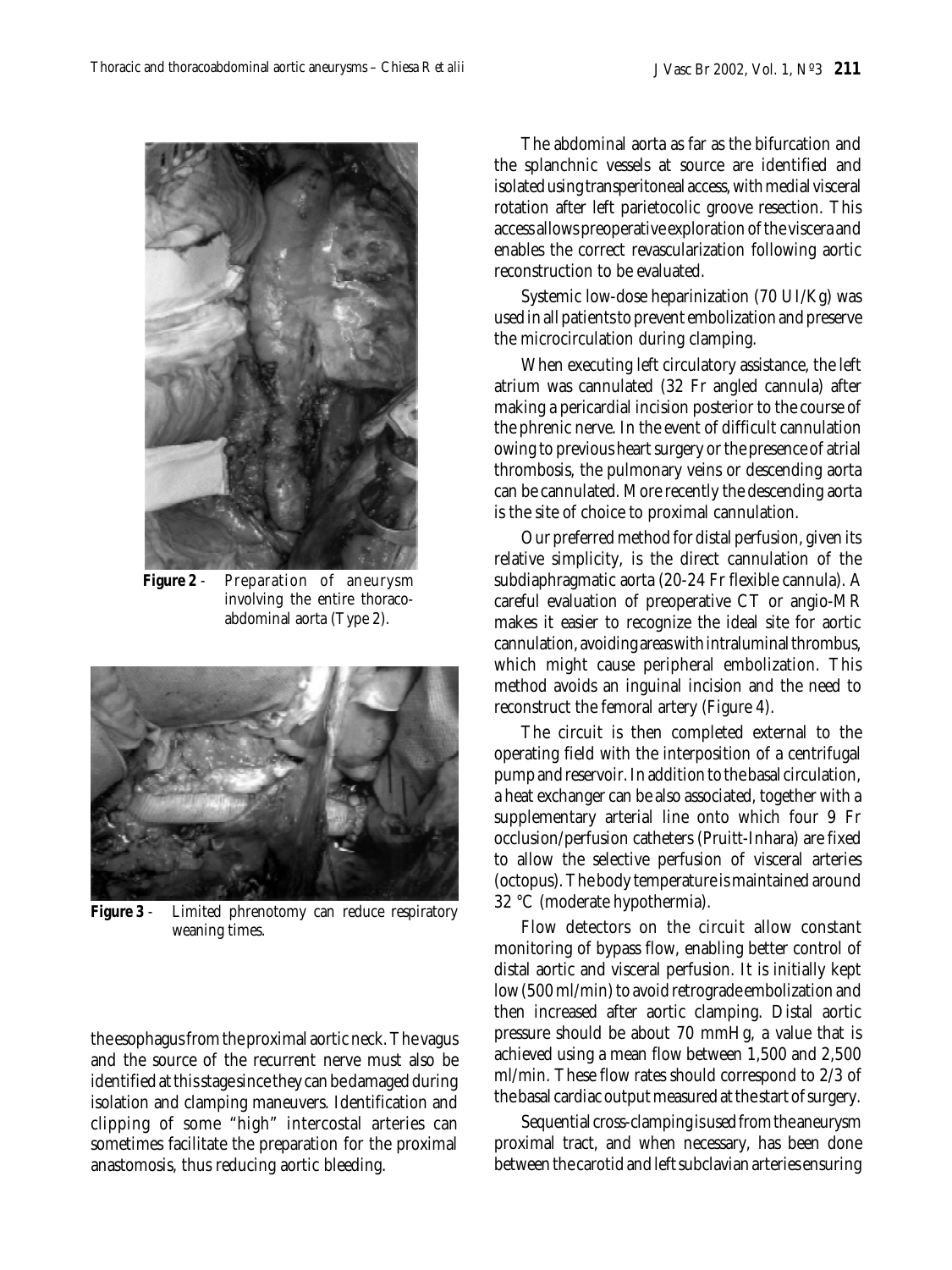**Figure 2** - Preparation of aneurysm involving the entire thoracoabdominal aorta (Type 2).

**Figure 3** - Limited phrenotomy can reduce respiratory weaning times.

the esophagus from the proximal aortic neck. The vagus and the source of the recurrent nerve must also be identified at this stage since they can be damaged during isolation and clamping maneuvers. Identification and clipping of some "high" intercostal arteries can sometimes facilitate the preparation for the proximal anastomosis, thus reducing aortic bleeding.

The abdominal aorta as far as the bifurcation and the splanchnic vessels at source are identified and isolated using transperitoneal access, with medial visceral rotation after left parietocolic groove resection. This access allows preoperative exploration of the viscera and enables the correct revascularization following aortic reconstruction to be evaluated.

Systemic low-dose heparinization (70 UI/Kg) was used in all patients to prevent embolization and preserve the microcirculation during clamping.

When executing left circulatory assistance, the left atrium was cannulated (32 Fr angled cannula) after making a pericardial incision posterior to the course of the phrenic nerve. In the event of difficult cannulation owing to previous heart surgery or the presence of atrial thrombosis, the pulmonary veins or descending aorta can be cannulated. More recently the descending aorta is the site of choice to proximal cannulation.

Our preferred method for distal perfusion, given its relative simplicity, is the direct cannulation of the subdiaphragmatic aorta (20-24 Fr flexible cannula). A careful evaluation of preoperative CT or angio-MR makes it easier to recognize the ideal site for aortic cannulation, avoiding areas with intraluminal thrombus, which might cause peripheral embolization. This method avoids an inguinal incision and the need to reconstruct the femoral artery (Figure 4).

The circuit is then completed external to the operating field with the interposition of a centrifugal pump and reservoir. In addition to the basal circulation, a heat exchanger can be also associated, together with a supplementary arterial line onto which four 9 Fr occlusion/perfusion catheters (Pruitt-Inhara) are fixed to allow the selective perfusion of visceral arteries (octopus). The body temperature is maintained around 32 °C (moderate hypothermia).

Flow detectors on the circuit allow constant monitoring of bypass flow, enabling better control of distal aortic and visceral perfusion. It is initially kept low (500 ml/min) to avoid retrograde embolization and then increased after aortic clamping. Distal aortic pressure should be about 70 mmHg, a value that is achieved using a mean flow between 1,500 and 2,500 ml/min. These flow rates should correspond to 2/3 of the basal cardiac output measured at the start of surgery.

Sequential cross-clamping is used from the aneurysm proximal tract, and when necessary, has been done between the carotid and left subclavian arteries ensuring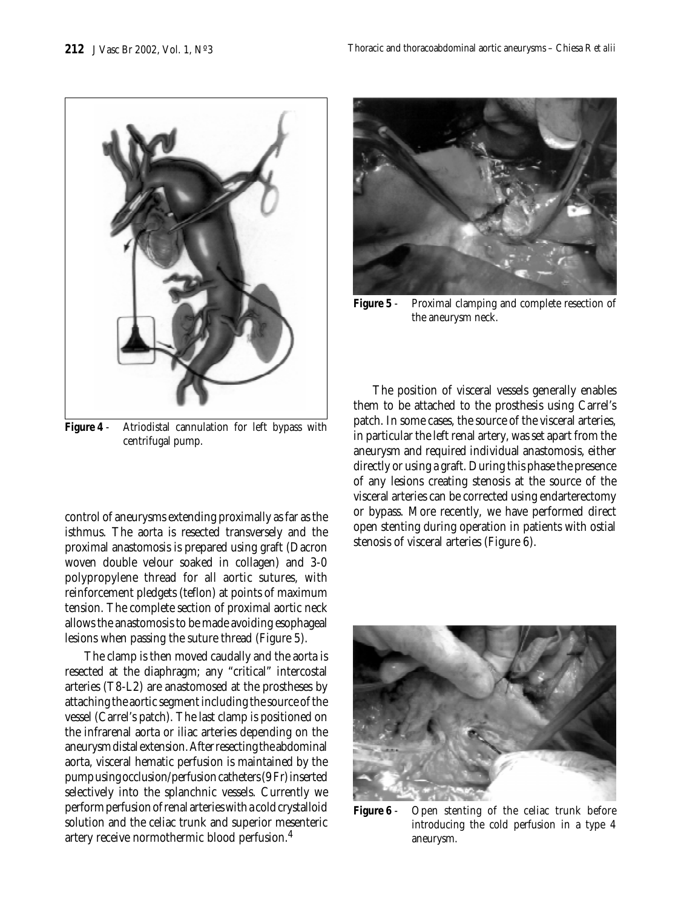Figure 4 - Atriodistal cannulation for left bypass with centrifugal pump.

control of aneurysms extending proximally as far as the isthmus. The aorta is resected transversely and the proximal anastomosis is prepared using graft (Dacron woven double velour soaked in collagen) and 3-0 polypropylene thread for all aortic sutures, with reinforcement pledgets (teflon) at points of maximum tension. The complete section of proximal aortic neck allows the anastomosis to be made avoiding esophageal lesions when passing the suture thread (Figure 5).

The clamp is then moved caudally and the aorta is resected at the diaphragm; any "critical" intercostal arteries (T8-L2) are anastomosed at the prostheses by attaching the aortic segment including the source of the vessel (Carrel's patch). The last clamp is positioned on the infrarenal aorta or iliac arteries depending on the aneurysm distal extension. After resecting the abdominal aorta, visceral hematic perfusion is maintained by the pump using occlusion/perfusion catheters (9 Fr) inserted selectively into the splanchnic vessels. Currently we perform perfusion of renal arteries with a cold crystalloid solution and the celiac trunk and superior mesenteric artery receive normothermic blood perfusion.[4]

Figure 5 - Proximal clamping and complete resection of the aneurysm neck.

The position of visceral vessels generally enables them to be attached to the prosthesis using Carrel's patch. In some cases, the source of the visceral arteries, in particular the left renal artery, was set apart from the aneurysm and required individual anastomosis, either directly or using a graft. During this phase the presence of any lesions creating stenosis at the source of the visceral arteries can be corrected using endarterectomy or bypass. More recently, we have performed direct open stenting during operation in patients with ostial stenosis of visceral arteries (Figure 6).

Figure 6 - Open stenting of the celiac trunk before introducing the cold perfusion in a type 4 aneurysm.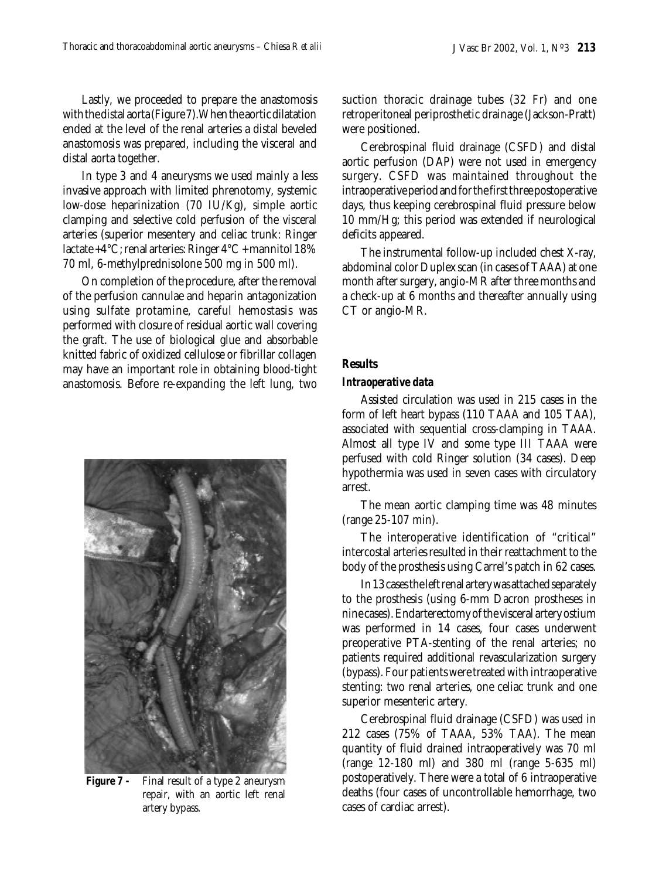Lastly, we proceeded to prepare the anastomosis with the distal aorta (Figure 7). When the aortic dilatation ended at the level of the renal arteries a distal beveled anastomosis was prepared, including the visceral and distal aorta together.

In type 3 and 4 aneurysms we used mainly a less invasive approach with limited phrenotomy, systemic low-dose heparinization (70 IU/Kg), simple aortic clamping and selective cold perfusion of the visceral arteries (superior mesentery and celiac trunk: Ringer lactate +4°C; renal arteries: Ringer 4°C + mannitol 18% 70 ml, 6-methylprednisolone 500 mg in 500 ml).

On completion of the procedure, after the removal of the perfusion cannulae and heparin antagonization using sulfate protamine, careful hemostasis was performed with closure of residual aortic wall covering the graft. The use of biological glue and absorbable knitted fabric of oxidized cellulose or fibrillar collagen may have an important role in obtaining blood-tight anastomosis. Before re-expanding the left lung, two suction thoracic drainage tubes (32 Fr) and one retroperitoneal periprosthetic drainage (Jackson-Pratt) were positioned.

**Figure 7 -** Final result of a type 2 aneurysm repair, with an aortic left renal artery bypass.

Cerebrospinal fluid drainage (CSFD) and distal aortic perfusion (DAP) were not used in emergency surgery. CSFD was maintained throughout the intraoperative period and for the first three postoperative days, thus keeping cerebrospinal fluid pressure below 10 mm/Hg; this period was extended if neurological deficits appeared.

The instrumental follow-up included chest X-ray, abdominal color Duplex scan (in cases of TAAA) at one month after surgery, angio-MR after three months and a check-up at 6 months and thereafter annually using CT or angio-MR.

## Results

### Intraoperative data

Assisted circulation was used in 215 cases in the form of left heart bypass (110 TAAA and 105 TAA), associated with sequential cross-clamping in TAAA. Almost all type IV and some type III TAAA were perfused with cold Ringer solution (34 cases). Deep hypothermia was used in seven cases with circulatory arrest.

The mean aortic clamping time was 48 minutes (range 25-107 min).

The interoperative identification of "critical" intercostal arteries resulted in their reattachment to the body of the prosthesis using Carrel's patch in 62 cases.

In 13 cases the left renal artery was attached separately to the prosthesis (using 6-mm Dacron prostheses in nine cases). Endarterectomy of the visceral artery ostium was performed in 14 cases, four cases underwent preoperative PTA-stenting of the renal arteries; no patients required additional revascularization surgery (bypass). Four patients were treated with intraoperative stenting: two renal arteries, one celiac trunk and one superior mesenteric artery.

Cerebrospinal fluid drainage (CSFD) was used in 212 cases (75% of TAAA, 53% TAA). The mean quantity of fluid drained intraoperatively was 70 ml (range 12-180 ml) and 380 ml (range 5-635 ml) postoperatively. There were a total of 6 intraoperative deaths (four cases of uncontrollable hemorrhage, two cases of cardiac arrest).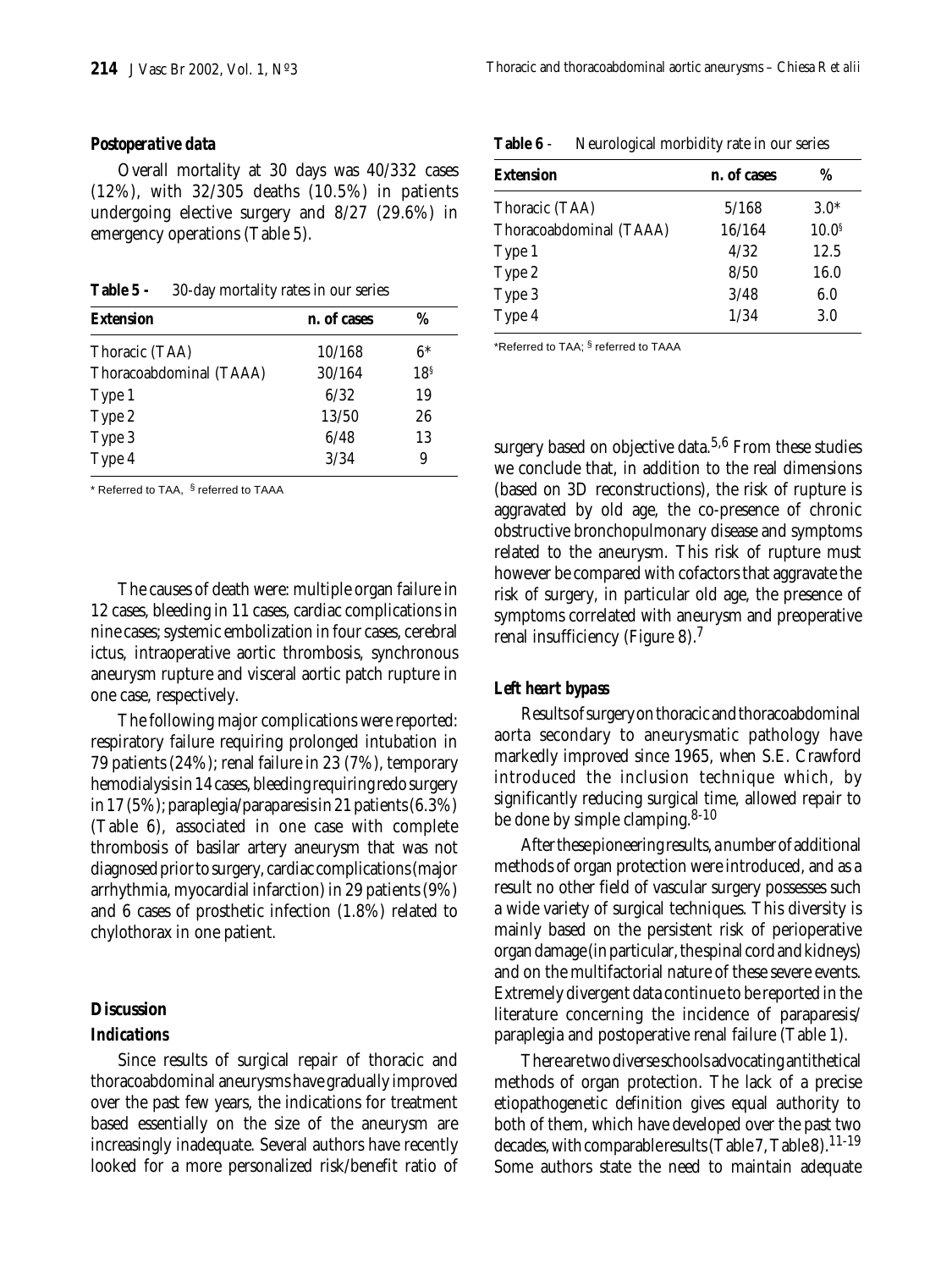### *Postoperative data*

Overall mortality at 30 days was 40/332 cases (12%), with 32/305 deaths (10.5%) in patients undergoing elective surgery and 8/27 (29.6%) in emergency operations (Table 5).

**Table 5 -** 30-day mortality rates in our series

| Extension | n. of cases | % |
|---|---|---|
| Thoracic (TAA) | 10/168 | 6* |
| Thoracoabdominal (TAAA) | 30/164 | 18§ |
| Type 1 | 6/32 | 19 |
| Type 2 | 13/50 | 26 |
| Type 3 | 6/48 | 13 |
| Type 4 | 3/34 | 9 |

\* Referred to TAA, § referred to TAAA

The causes of death were: multiple organ failure in 12 cases, bleeding in 11 cases, cardiac complications in nine cases; systemic embolization in four cases, cerebral ictus, intraoperative aortic thrombosis, synchronous aneurysm rupture and visceral aortic patch rupture in one case, respectively.

The following major complications were reported: respiratory failure requiring prolonged intubation in 79 patients (24%); renal failure in 23 (7%), temporary hemodialysis in 14 cases, bleeding requiring redo surgery in 17 (5%); paraplegia/paraparesis in 21 patients (6.3%) (Table 6), associated in one case with complete thrombosis of basilar artery aneurysm that was not diagnosed prior to surgery, cardiac complications (major arrhythmia, myocardial infarction) in 29 patients (9%) and 6 cases of prosthetic infection (1.8%) related to chylothorax in one patient.

**Table 6** - Neurological morbidity rate in our series

| Extension | n. of cases | % |
|---|---|---|
| Thoracic (TAA) | 5/168 | 3.0* |
| Thoracoabdominal (TAAA) | 16/164 | 10.0§ |
| Type 1 | 4/32 | 12.5 |
| Type 2 | 8/50 | 16.0 |
| Type 3 | 3/48 | 6.0 |
| Type 4 | 1/34 | 3.0 |

\*Referred to TAA; § referred to TAAA

## Discussion

### *Indications*

Since results of surgical repair of thoracic and thoracoabdominal aneurysms have gradually improved over the past few years, the indications for treatment based essentially on the size of the aneurysm are increasingly inadequate. Several authors have recently looked for a more personalized risk/benefit ratio of surgery based on objective data.[5,6] From these studies we conclude that, in addition to the real dimensions (based on 3D reconstructions), the risk of rupture is aggravated by old age, the co-presence of chronic obstructive bronchopulmonary disease and symptoms related to the aneurysm. This risk of rupture must however be compared with cofactors that aggravate the risk of surgery, in particular old age, the presence of symptoms correlated with aneurysm and preoperative renal insufficiency (Figure 8).[7]

### *Left heart bypass*

Results of surgery on thoracic and thoracoabdominal aorta secondary to aneurysmatic pathology have markedly improved since 1965, when S.E. Crawford introduced the inclusion technique which, by significantly reducing surgical time, allowed repair to be done by simple clamping.[8-10]

After these pioneering results, a number of additional methods of organ protection were introduced, and as a result no other field of vascular surgery possesses such a wide variety of surgical techniques. This diversity is mainly based on the persistent risk of perioperative organ damage (in particular, the spinal cord and kidneys) and on the multifactorial nature of these severe events. Extremely divergent data continue to be reported in the literature concerning the incidence of paraparesis/paraplegia and postoperative renal failure (Table 1).

There are two diverse schools advocating antithetical methods of organ protection. The lack of a precise etiopathogenetic definition gives equal authority to both of them, which have developed over the past two decades, with comparable results (Table 7, Table 8).[11-19] Some authors state the need to maintain adequate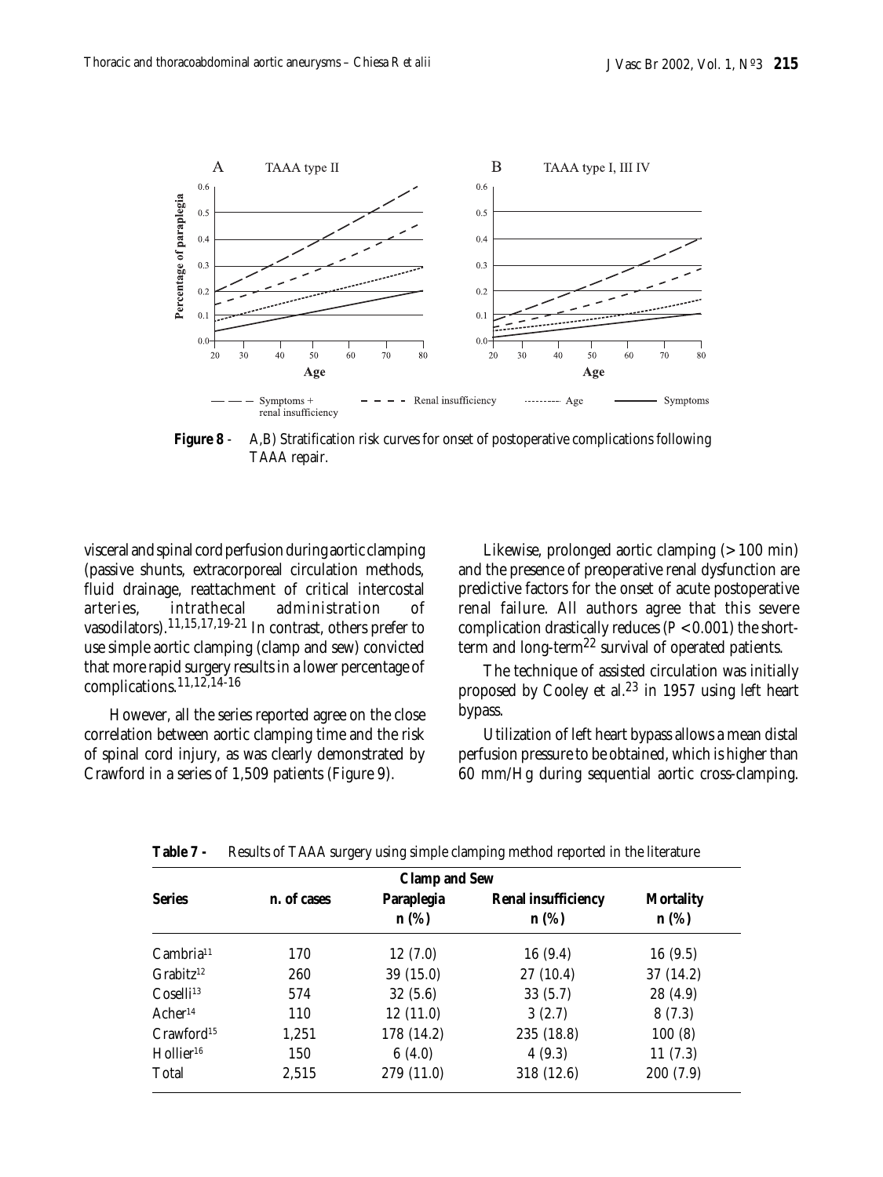**Figure 8** - A,B) Stratification risk curves for onset of postoperative complications following TAAA repair.

visceral and spinal cord perfusion during aortic clamping (passive shunts, extracorporeal circulation methods, fluid drainage, reattachment of critical intercostal arteries, intrathecal administration of vasodilators).[11,15,17,19-21] In contrast, others prefer to use simple aortic clamping (clamp and sew) convicted that more rapid surgery results in a lower percentage of complications.[11,12,14-16]

However, all the series reported agree on the close correlation between aortic clamping time and the risk of spinal cord injury, as was clearly demonstrated by Crawford in a series of 1,509 patients (Figure 9).

Likewise, prolonged aortic clamping (> 100 min) and the presence of preoperative renal dysfunction are predictive factors for the onset of acute postoperative renal failure. All authors agree that this severe complication drastically reduces ($P < 0.001$) the short-term and long-term[22] survival of operated patients.

The technique of assisted circulation was initially proposed by Cooley et al.[23] in 1957 using left heart bypass.

Utilization of left heart bypass allows a mean distal perfusion pressure to be obtained, which is higher than 60 mm/Hg during sequential aortic cross-clamping.

**Table 7 -** Results of TAAA surgery using simple clamping method reported in the literature

| Clamp and Sew | | | | |
|---|---|---|---|---|
| **Series** | **n. of cases** | **Paraplegia n (%)** | **Renal insufficiency n (%)** | **Mortality n (%)** |
| Cambria[11] | 170 | 12 (7.0) | 16 (9.4) | 16 (9.5) |
| Grabitz[12] | 260 | 39 (15.0) | 27 (10.4) | 37 (14.2) |
| Coselli[13] | 574 | 32 (5.6) | 33 (5.7) | 28 (4.9) |
| Acher[14] | 110 | 12 (11.0) | 3 (2.7) | 8 (7.3) |
| Crawford[15] | 1,251 | 178 (14.2) | 235 (18.8) | 100 (8) |
| Hollier[16] | 150 | 6 (4.0) | 4 (9.3) | 11 (7.3) |
| Total | 2,515 | 279 (11.0) | 318 (12.6) | 200 (7.9) |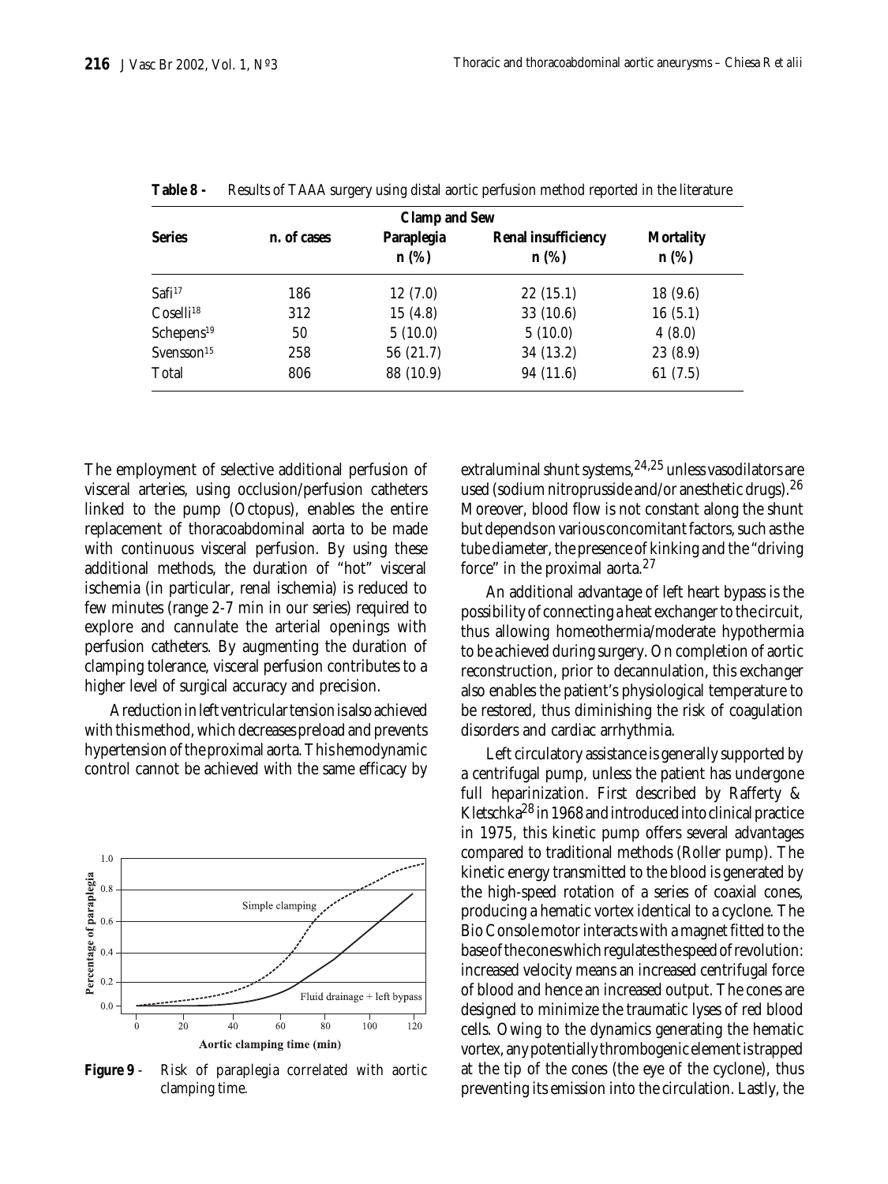**Table 8 -** Results of TAAA surgery using distal aortic perfusion method reported in the literature

| Series | n. of cases | Clamp and Sew Paraplegia n (%) | Renal insufficiency n (%) | Mortality n (%) |
|---|---|---|---|---|
| Safi[17] | 186 | 12 (7.0) | 22 (15.1) | 18 (9.6) |
| Coselli[18] | 312 | 15 (4.8) | 33 (10.6) | 16 (5.1) |
| Schepens[19] | 50 | 5 (10.0) | 5 (10.0) | 4 (8.0) |
| Svensson[15] | 258 | 56 (21.7) | 34 (13.2) | 23 (8.9) |
| Total | 806 | 88 (10.9) | 94 (11.6) | 61 (7.5) |

The employment of selective additional perfusion of visceral arteries, using occlusion/perfusion catheters linked to the pump (Octopus), enables the entire replacement of thoracoabdominal aorta to be made with continuous visceral perfusion. By using these additional methods, the duration of "hot" visceral ischemia (in particular, renal ischemia) is reduced to few minutes (range 2-7 min in our series) required to explore and cannulate the arterial openings with perfusion catheters. By augmenting the duration of clamping tolerance, visceral perfusion contributes to a higher level of surgical accuracy and precision.

A reduction in left ventricular tension is also achieved with this method, which decreases preload and prevents hypertension of the proximal aorta. This hemodynamic control cannot be achieved with the same efficacy by extraluminal shunt systems,[24,25] unless vasodilators are used (sodium nitroprusside and/or anesthetic drugs).[26] Moreover, blood flow is not constant along the shunt but depends on various concomitant factors, such as the tube diameter, the presence of kinking and the "driving force" in the proximal aorta.[27]

**Figure 9** - Risk of paraplegia correlated with aortic clamping time.

An additional advantage of left heart bypass is the possibility of connecting a heat exchanger to the circuit, thus allowing homeothermia/moderate hypothermia to be achieved during surgery. On completion of aortic reconstruction, prior to decannulation, this exchanger also enables the patient's physiological temperature to be restored, thus diminishing the risk of coagulation disorders and cardiac arrhythmia.

Left circulatory assistance is generally supported by a centrifugal pump, unless the patient has undergone full heparinization. First described by Rafferty & Kletschka[28] in 1968 and introduced into clinical practice in 1975, this kinetic pump offers several advantages compared to traditional methods (Roller pump). The kinetic energy transmitted to the blood is generated by the high-speed rotation of a series of coaxial cones, producing a hematic vortex identical to a cyclone. The Bio Console motor interacts with a magnet fitted to the base of the cones which regulates the speed of revolution: increased velocity means an increased centrifugal force of blood and hence an increased output. The cones are designed to minimize the traumatic lyses of red blood cells. Owing to the dynamics generating the hematic vortex, any potentially thrombogenic element is trapped at the tip of the cones (the eye of the cyclone), thus preventing its emission into the circulation. Lastly, the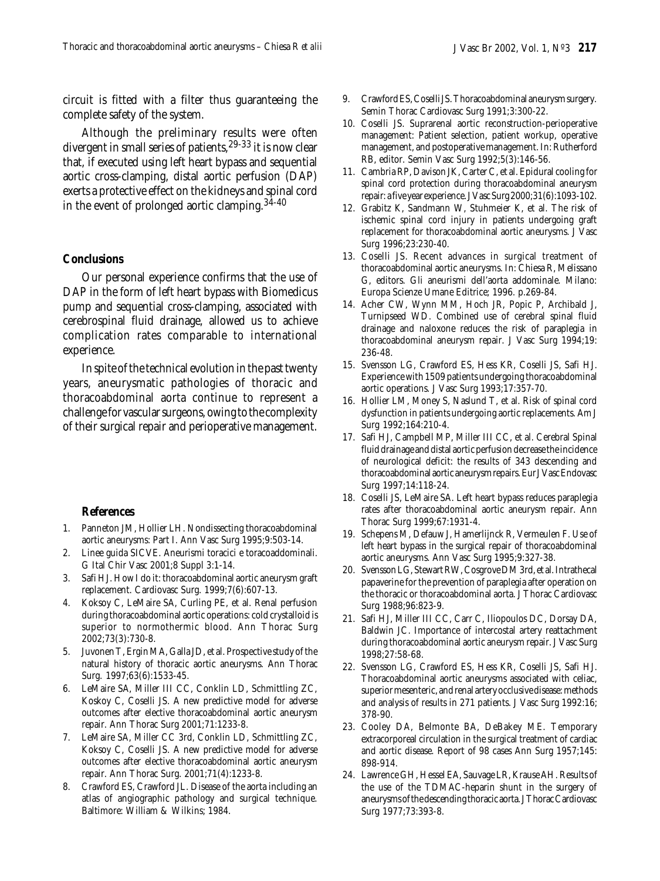circuit is fitted with a filter thus guaranteeing the complete safety of the system.

Although the preliminary results were often divergent in small series of patients,[29-33] it is now clear that, if executed using left heart bypass and sequential aortic cross-clamping, distal aortic perfusion (DAP) exerts a protective effect on the kidneys and spinal cord in the event of prolonged aortic clamping.[34-40]

## Conclusions

Our personal experience confirms that the use of DAP in the form of left heart bypass with Biomedicus pump and sequential cross-clamping, associated with cerebrospinal fluid drainage, allowed us to achieve complication rates comparable to international experience.

In spite of the technical evolution in the past twenty years, aneurysmatic pathologies of thoracic and thoracoabdominal aorta continue to represent a challenge for vascular surgeons, owing to the complexity of their surgical repair and perioperative management.

## References

1. Panneton JM, Hollier LH. Nondissecting thoracoabdominal aortic aneurysms: Part I. Ann Vasc Surg 1995;9:503-14.
2. Linee guida SICVE. Aneurismi toracici e toracoaddominali. G Ital Chir Vasc 2001;8 Suppl 3:1-14.
3. Safi HJ. How I do it: thoracoabdominal aortic aneurysm graft replacement. Cardiovasc Surg. 1999;7(6):607-13.
4. Koksoy C, LeMaire SA, Curling PE, et al. Renal perfusion during thoracoabdominal aortic operations: cold crystalloid is superior to normothermic blood. Ann Thorac Surg 2002;73(3):730-8.
5. Juvonen T, Ergin MA, Galla JD, et al. Prospective study of the natural history of thoracic aortic aneurysms. Ann Thorac Surg. 1997;63(6):1533-45.
6. LeMaire SA, Miller III CC, Conklin LD, Schmittling ZC, Koskoy C, Coselli JS. A new predictive model for adverse outcomes after elective thoracoabdominal aortic aneurysm repair. Ann Thorac Surg 2001;71:1233-8.
7. LeMaire SA, Miller CC 3rd, Conklin LD, Schmittling ZC, Koksoy C, Coselli JS. A new predictive model for adverse outcomes after elective thoracoabdominal aortic aneurysm repair. Ann Thorac Surg. 2001;71(4):1233-8.
8. Crawford ES, Crawford JL. Disease of the aorta including an atlas of angiographic pathology and surgical technique. Baltimore: William & Wilkins; 1984.
9. Crawford ES, Coselli JS. Thoracoabdominal aneurysm surgery. Semin Thorac Cardiovasc Surg 1991;3:300-22.
10. Coselli JS. Suprarenal aortic reconstruction-perioperative management: Patient selection, patient workup, operative management, and postoperative management. In: Rutherford RB, editor. Semin Vasc Surg 1992;5(3):146-56.
11. Cambria RP, Davison JK, Carter C, et al. Epidural cooling for spinal cord protection during thoracoabdominal aneurysm repair: a five year experience. J Vasc Surg 2000;31(6):1093-102.
12. Grabitz K, Sandmann W, Stuhmeier K, et al. The risk of ischemic spinal cord injury in patients undergoing graft replacement for thoracoabdominal aortic aneurysms. J Vasc Surg 1996;23:230-40.
13. Coselli JS. Recent advances in surgical treatment of thoracoabdominal aortic aneurysms. In: Chiesa R, Melissano G, editors. Gli aneurismi dell'aorta addominale. Milano: Europa Scienze Umane Editrice; 1996. p.269-84.
14. Acher CW, Wynn MM, Hoch JR, Popic P, Archibald J, Turnipseed WD. Combined use of cerebral spinal fluid drainage and naloxone reduces the risk of paraplegia in thoracoabdominal aneurysm repair. J Vasc Surg 1994;19: 236-48.
15. Svensson LG, Crawford ES, Hess KR, Coselli JS, Safi HJ. Experience with 1509 patients undergoing thoracoabdominal aortic operations. J Vasc Surg 1993;17:357-70.
16. Hollier LM, Money S, Naslund T, et al. Risk of spinal cord dysfunction in patients undergoing aortic replacements. Am J Surg 1992;164:210-4.
17. Safi HJ, Campbell MP, Miller III CC, et al. Cerebral Spinal fluid drainage and distal aortic perfusion decrease the incidence of neurological deficit: the results of 343 descending and thoracoabdominal aortic aneurysm repairs. Eur J Vasc Endovasc Surg 1997;14:118-24.
18. Coselli JS, LeMaire SA. Left heart bypass reduces paraplegia rates after thoracoabdominal aortic aneurysm repair. Ann Thorac Surg 1999;67:1931-4.
19. Schepens M, Defauw J, Hamerlijnck R, Vermeulen F. Use of left heart bypass in the surgical repair of thoracoabdominal aortic aneurysms. Ann Vasc Surg 1995;9:327-38.
20. Svensson LG, Stewart RW, Cosgrove DM 3rd, et al. Intrathecal papaverine for the prevention of paraplegia after operation on the thoracic or thoracoabdominal aorta. J Thorac Cardiovasc Surg 1988;96:823-9.
21. Safi HJ, Miller III CC, Carr C, Iliopoulos DC, Dorsay DA, Baldwin JC. Importance of intercostal artery reattachment during thoracoabdominal aortic aneurysm repair. J Vasc Surg 1998;27:58-68.
22. Svensson LG, Crawford ES, Hess KR, Coselli JS, Safi HJ. Thoracoabdominal aortic aneurysms associated with celiac, superior mesenteric, and renal artery occlusive disease: methods and analysis of results in 271 patients. J Vasc Surg 1992:16; 378-90.
23. Cooley DA, Belmonte BA, DeBakey ME. Temporary extracorporeal circulation in the surgical treatment of cardiac and aortic disease. Report of 98 cases Ann Surg 1957;145: 898-914.
24. Lawrence GH, Hessel EA, Sauvage LR, Krause AH. Results of the use of the TDMAC-heparin shunt in the surgery of aneurysms of the descending thoracic aorta. J Thorac Cardiovasc Surg 1977;73:393-8.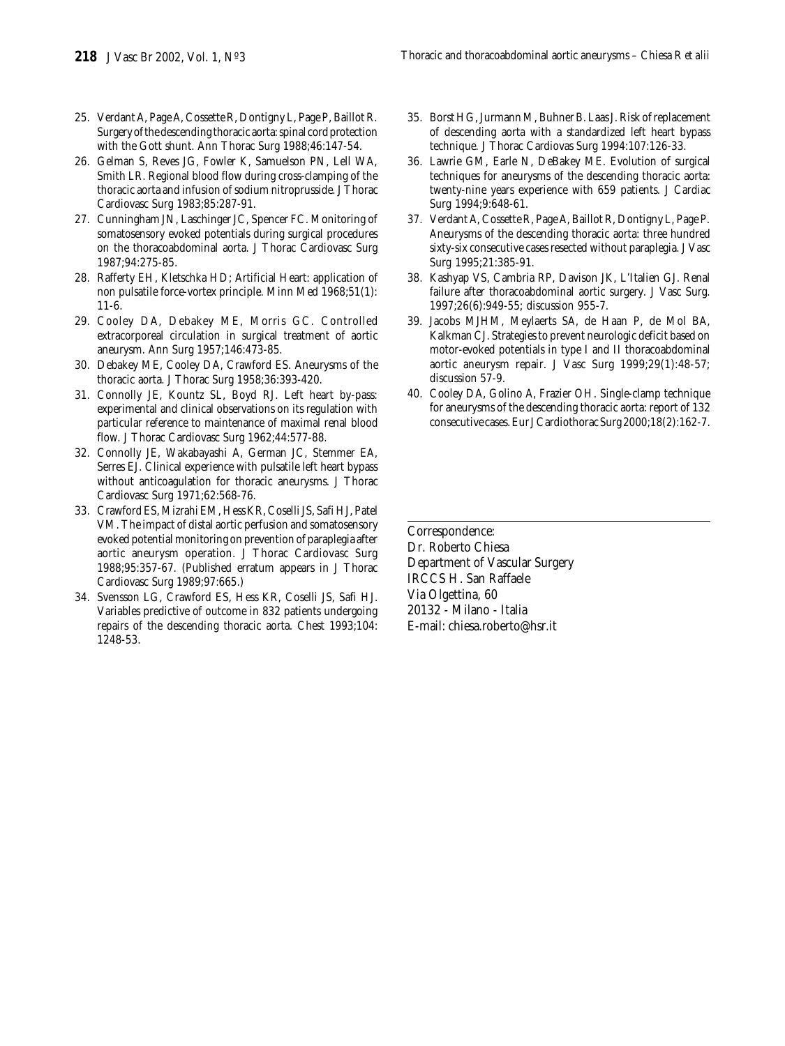25. Verdant A, Page A, Cossette R, Dontigny L, Page P, Baillot R. Surgery of the descending thoracic aorta: spinal cord protection with the Gott shunt. Ann Thorac Surg 1988;46:147-54.
26. Gelman S, Reves JG, Fowler K, Samuelson PN, Lell WA, Smith LR. Regional blood flow during cross-clamping of the thoracic aorta and infusion of sodium nitroprusside. J Thorac Cardiovasc Surg 1983;85:287-91.
27. Cunningham JN, Laschinger JC, Spencer FC. Monitoring of somatosensory evoked potentials during surgical procedures on the thoracoabdominal aorta. J Thorac Cardiovasc Surg 1987;94:275-85.
28. Rafferty EH, Kletschka HD; Artificial Heart: application of non pulsatile force-vortex principle. Minn Med 1968;51(1): 11-6.
29. Cooley DA, Debakey ME, Morris GC. Controlled extracorporeal circulation in surgical treatment of aortic aneurysm. Ann Surg 1957;146:473-85.
30. Debakey ME, Cooley DA, Crawford ES. Aneurysms of the thoracic aorta. J Thorac Surg 1958;36:393-420.
31. Connolly JE, Kountz SL, Boyd RJ. Left heart by-pass: experimental and clinical observations on its regulation with particular reference to maintenance of maximal renal blood flow. J Thorac Cardiovasc Surg 1962;44:577-88.
32. Connolly JE, Wakabayashi A, German JC, Stemmer EA, Serres EJ. Clinical experience with pulsatile left heart bypass without anticoagulation for thoracic aneurysms. J Thorac Cardiovasc Surg 1971;62:568-76.
33. Crawford ES, Mizrahi EM, Hess KR, Coselli JS, Safi HJ, Patel VM. The impact of distal aortic perfusion and somatosensory evoked potential monitoring on prevention of paraplegia after aortic aneurysm operation. J Thorac Cardiovasc Surg 1988;95:357-67. (Published erratum appears in J Thorac Cardiovasc Surg 1989;97:665.)
34. Svensson LG, Crawford ES, Hess KR, Coselli JS, Safi HJ. Variables predictive of outcome in 832 patients undergoing repairs of the descending thoracic aorta. Chest 1993;104: 1248-53.
35. Borst HG, Jurmann M, Buhner B. Laas J. Risk of replacement of descending aorta with a standardized left heart bypass technique. J Thorac Cardiovas Surg 1994:107:126-33.
36. Lawrie GM, Earle N, DeBakey ME. Evolution of surgical techniques for aneurysms of the descending thoracic aorta: twenty-nine years experience with 659 patients. J Cardiac Surg 1994;9:648-61.
37. Verdant A, Cossette R, Page A, Baillot R, Dontigny L, Page P. Aneurysms of the descending thoracic aorta: three hundred sixty-six consecutive cases resected without paraplegia. J Vasc Surg 1995;21:385-91.
38. Kashyap VS, Cambria RP, Davison JK, L'Italien GJ. Renal failure after thoracoabdominal aortic surgery. J Vasc Surg. 1997;26(6):949-55; discussion 955-7.
39. Jacobs MJHM, Meylaerts SA, de Haan P, de Mol BA, Kalkman CJ. Strategies to prevent neurologic deficit based on motor-evoked potentials in type I and II thoracoabdominal aortic aneurysm repair. J Vasc Surg 1999;29(1):48-57; discussion 57-9.
40. Cooley DA, Golino A, Frazier OH. Single-clamp technique for aneurysms of the descending thoracic aorta: report of 132 consecutive cases. Eur J Cardiothorac Surg 2000;18(2):162-7.

Correspondence:
Dr. Roberto Chiesa
Department of Vascular Surgery
IRCCS H. San Raffaele
Via Olgettina, 60
20132 - Milano - Italia
E-mail: chiesa.roberto@hsr.it